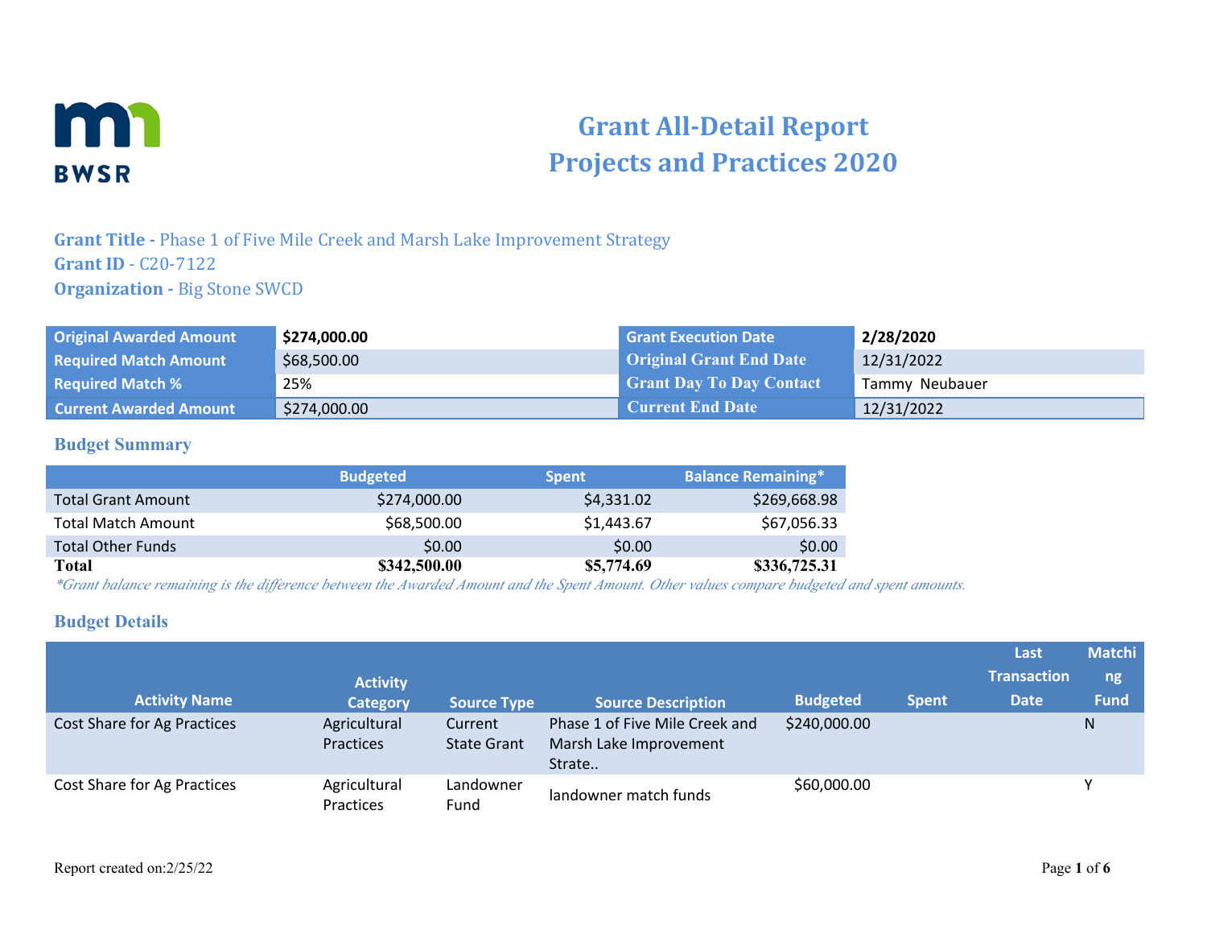# Grant All-Detail Report
# Projects and Practices 2020

**Grant Title -** Phase 1 of Five Mile Creek and Marsh Lake Improvement Strategy
**Grant ID** - C20-7122
**Organization -** Big Stone SWCD

| | | | |
|---|---|---|---|
| **Original Awarded Amount** | **$274,000.00** | **Grant Execution Date** | **2/28/2020** |
| **Required Match Amount** | $68,500.00 | **Original Grant End Date** | 12/31/2022 |
| **Required Match %** | 25% | **Grant Day To Day Contact** | Tammy Neubauer |
| **Current Awarded Amount** | $274,000.00 | **Current End Date** | 12/31/2022 |

## Budget Summary

| | Budgeted | Spent | Balance Remaining* |
|---|---|---|---|
| Total Grant Amount | $274,000.00 | $4,331.02 | $269,668.98 |
| Total Match Amount | $68,500.00 | $1,443.67 | $67,056.33 |
| Total Other Funds | $0.00 | $0.00 | $0.00 |
| **Total** | **$342,500.00** | **$5,774.69** | **$336,725.31** |

*\*Grant balance remaining is the difference between the Awarded Amount and the Spent Amount. Other values compare budgeted and spent amounts.*

## Budget Details

| Activity Name | Activity Category | Source Type | Source Description | Budgeted | Spent | Last Transaction Date | Matching Fund |
|---|---|---|---|---|---|---|---|
| Cost Share for Ag Practices | Agricultural Practices | Current State Grant | Phase 1 of Five Mile Creek and Marsh Lake Improvement Strate.. | $240,000.00 | | | N |
| Cost Share for Ag Practices | Agricultural Practices | Landowner Fund | landowner match funds | $60,000.00 | | | Y |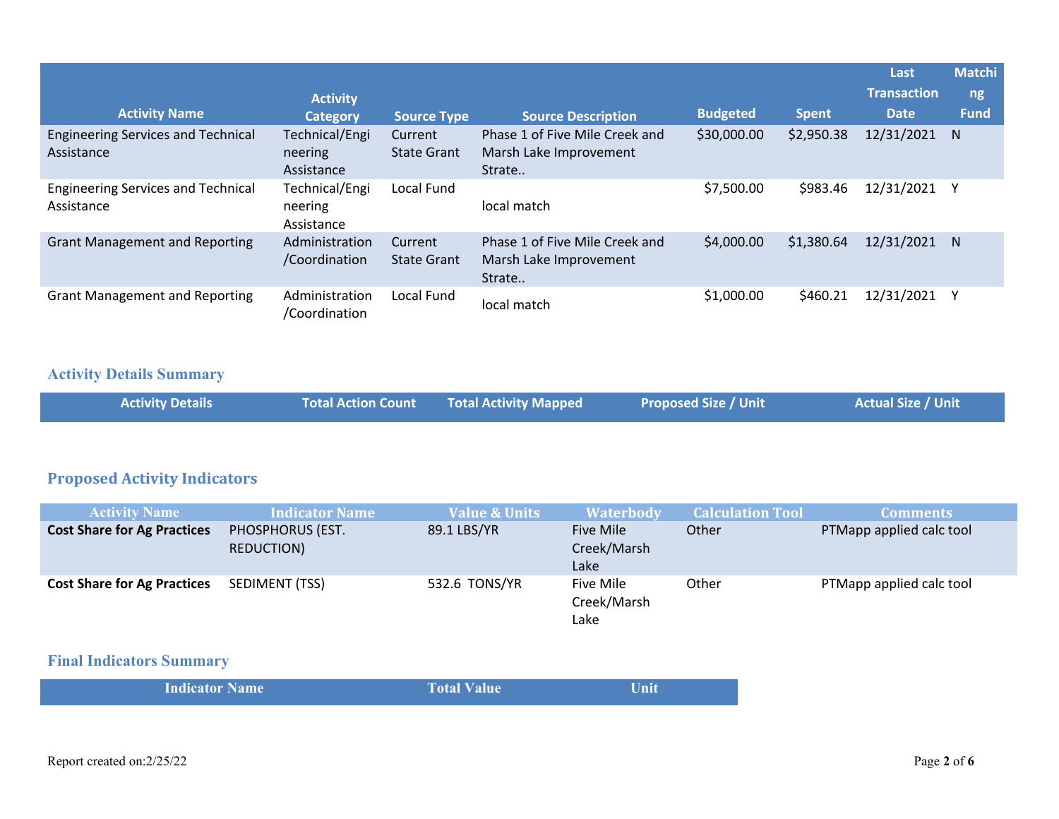| Activity Name | Activity Category | Source Type | Source Description | Budgeted | Spent | Last Transaction Date | Matching Fund |
|---|---|---|---|---|---|---|---|
| Engineering Services and Technical Assistance | Technical/Engineering Assistance | Current State Grant | Phase 1 of Five Mile Creek and Marsh Lake Improvement Strate.. | $30,000.00 | $2,950.38 | 12/31/2021 | N |
| Engineering Services and Technical Assistance | Technical/Engineering Assistance | Local Fund | local match | $7,500.00 | $983.46 | 12/31/2021 | Y |
| Grant Management and Reporting | Administration/Coordination | Current State Grant | Phase 1 of Five Mile Creek and Marsh Lake Improvement Strate.. | $4,000.00 | $1,380.64 | 12/31/2021 | N |
| Grant Management and Reporting | Administration/Coordination | Local Fund | local match | $1,000.00 | $460.21 | 12/31/2021 | Y |

## Activity Details Summary

| Activity Details | Total Action Count | Total Activity Mapped | Proposed Size / Unit | Actual Size / Unit |
|---|---|---|---|---|

## Proposed Activity Indicators

| Activity Name | Indicator Name | Value & Units | Waterbody | Calculation Tool | Comments |
|---|---|---|---|---|---|
| **Cost Share for Ag Practices** | PHOSPHORUS (EST. REDUCTION) | 89.1 LBS/YR | Five Mile Creek/Marsh Lake | Other | PTMapp applied calc tool |
| **Cost Share for Ag Practices** | SEDIMENT (TSS) | 532.6 TONS/YR | Five Mile Creek/Marsh Lake | Other | PTMapp applied calc tool |

## Final Indicators Summary

| Indicator Name | Total Value | Unit |
|---|---|---|

Report created on:2/25/22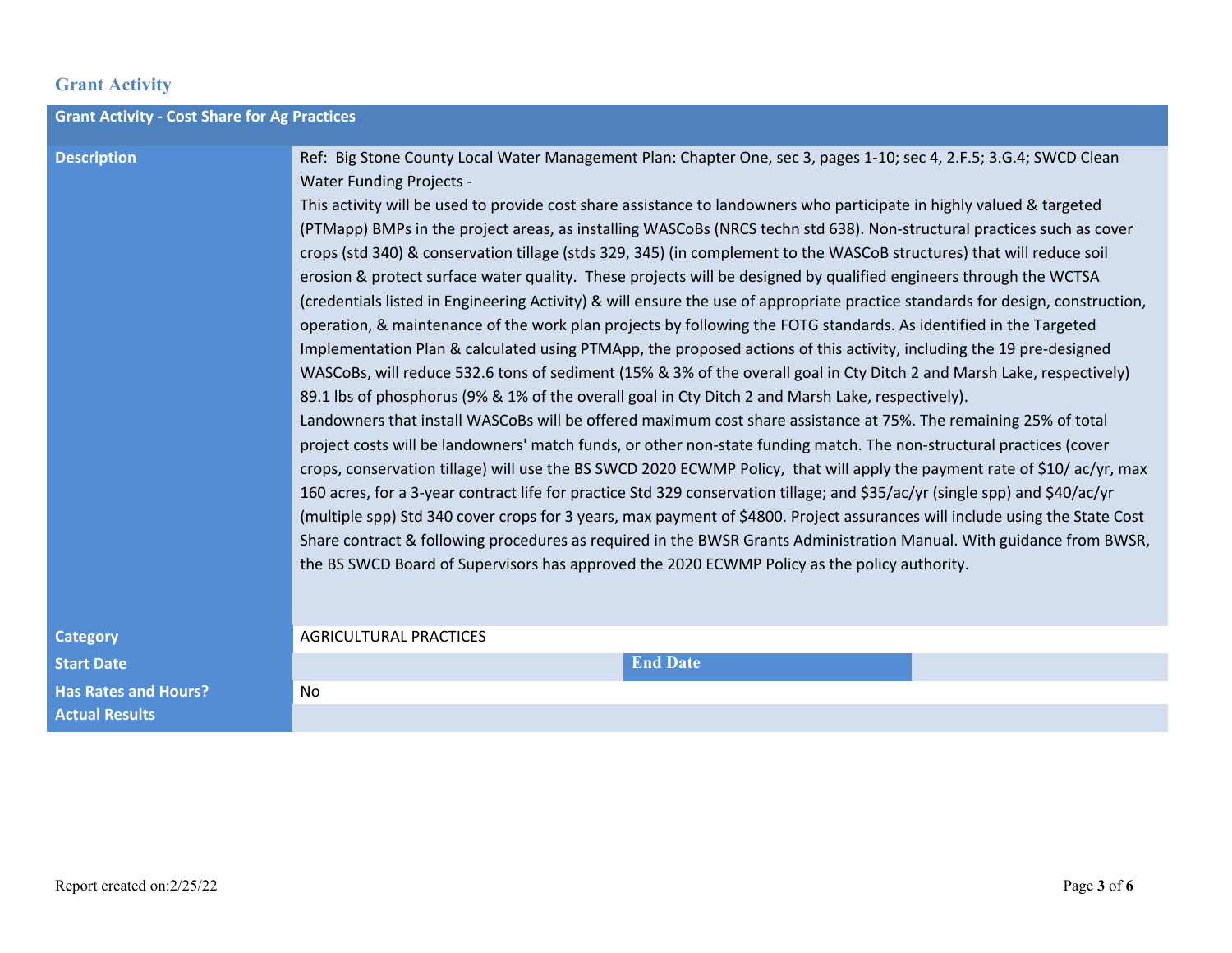## Grant Activity

| Grant Activity - Cost Share for Ag Practices | | | |
|---|---|---|---|
| **Description** | Ref: Big Stone County Local Water Management Plan: Chapter One, sec 3, pages 1-10; sec 4, 2.F.5; 3.G.4; SWCD Clean Water Funding Projects -<br>This activity will be used to provide cost share assistance to landowners who participate in highly valued & targeted (PTMapp) BMPs in the project areas, as installing WASCoBs (NRCS techn std 638). Non-structural practices such as cover crops (std 340) & conservation tillage (stds 329, 345) (in complement to the WASCoB structures) that will reduce soil erosion & protect surface water quality. These projects will be designed by qualified engineers through the WCTSA (credentials listed in Engineering Activity) & will ensure the use of appropriate practice standards for design, construction, operation, & maintenance of the work plan projects by following the FOTG standards. As identified in the Targeted Implementation Plan & calculated using PTMApp, the proposed actions of this activity, including the 19 pre-designed WASCoBs, will reduce 532.6 tons of sediment (15% & 3% of the overall goal in Cty Ditch 2 and Marsh Lake, respectively) 89.1 lbs of phosphorus (9% & 1% of the overall goal in Cty Ditch 2 and Marsh Lake, respectively).<br>Landowners that install WASCoBs will be offered maximum cost share assistance at 75%. The remaining 25% of total project costs will be landowners' match funds, or other non-state funding match. The non-structural practices (cover crops, conservation tillage) will use the BS SWCD 2020 ECWMP Policy, that will apply the payment rate of $10/ ac/yr, max 160 acres, for a 3-year contract life for practice Std 329 conservation tillage; and $35/ac/yr (single spp) and $40/ac/yr (multiple spp) Std 340 cover crops for 3 years, max payment of $4800. Project assurances will include using the State Cost Share contract & following procedures as required in the BWSR Grants Administration Manual. With guidance from BWSR, the BS SWCD Board of Supervisors has approved the 2020 ECWMP Policy as the policy authority. | | |
| **Category** | AGRICULTURAL PRACTICES | | |
| **Start Date** | | **End Date** | |
| **Has Rates and Hours?** | No | | |
| **Actual Results** | | | |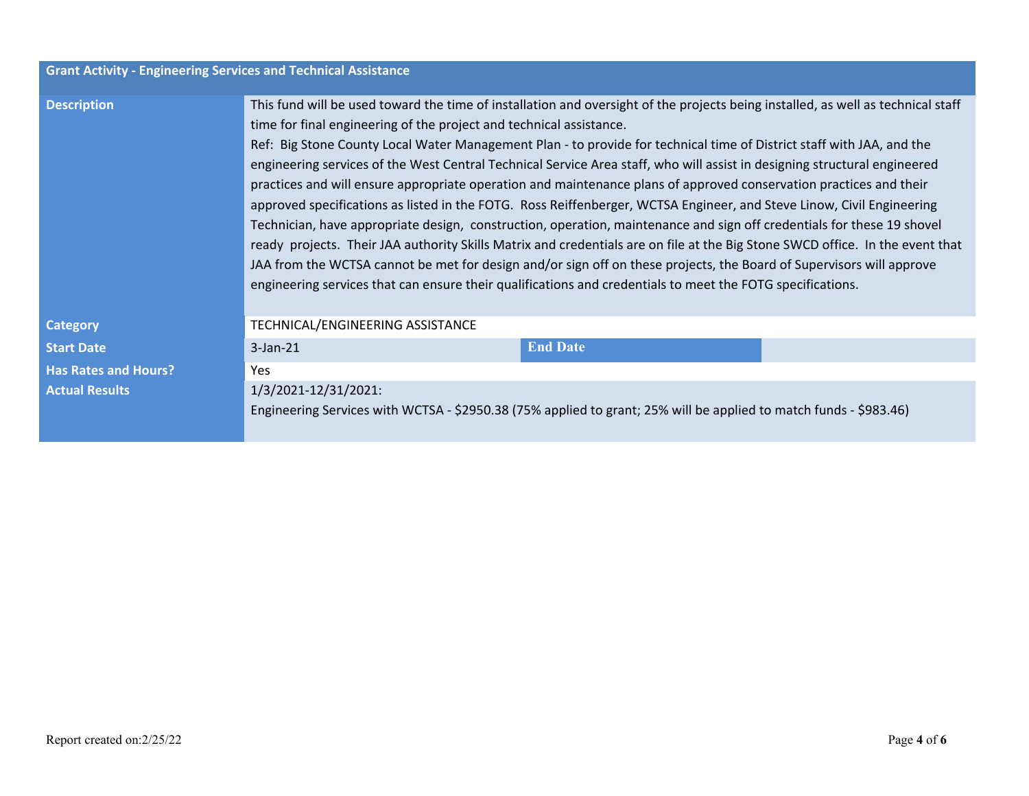| Grant Activity - Engineering Services and Technical Assistance | | | |
|---|---|---|---|
| **Description** | This fund will be used toward the time of installation and oversight of the projects being installed, as well as technical staff time for final engineering of the project and technical assistance.<br>Ref: Big Stone County Local Water Management Plan - to provide for technical time of District staff with JAA, and the engineering services of the West Central Technical Service Area staff, who will assist in designing structural engineered practices and will ensure appropriate operation and maintenance plans of approved conservation practices and their approved specifications as listed in the FOTG. Ross Reiffenberger, WCTSA Engineer, and Steve Linow, Civil Engineering Technician, have appropriate design, construction, operation, maintenance and sign off credentials for these 19 shovel ready projects. Their JAA authority Skills Matrix and credentials are on file at the Big Stone SWCD office. In the event that JAA from the WCTSA cannot be met for design and/or sign off on these projects, the Board of Supervisors will approve engineering services that can ensure their qualifications and credentials to meet the FOTG specifications. | | |
| **Category** | TECHNICAL/ENGINEERING ASSISTANCE | | |
| **Start Date** | 3-Jan-21 | **End Date** | |
| **Has Rates and Hours?** | Yes | | |
| **Actual Results** | 1/3/2021-12/31/2021:<br>Engineering Services with WCTSA - $2950.38 (75% applied to grant; 25% will be applied to match funds - $983.46) | | |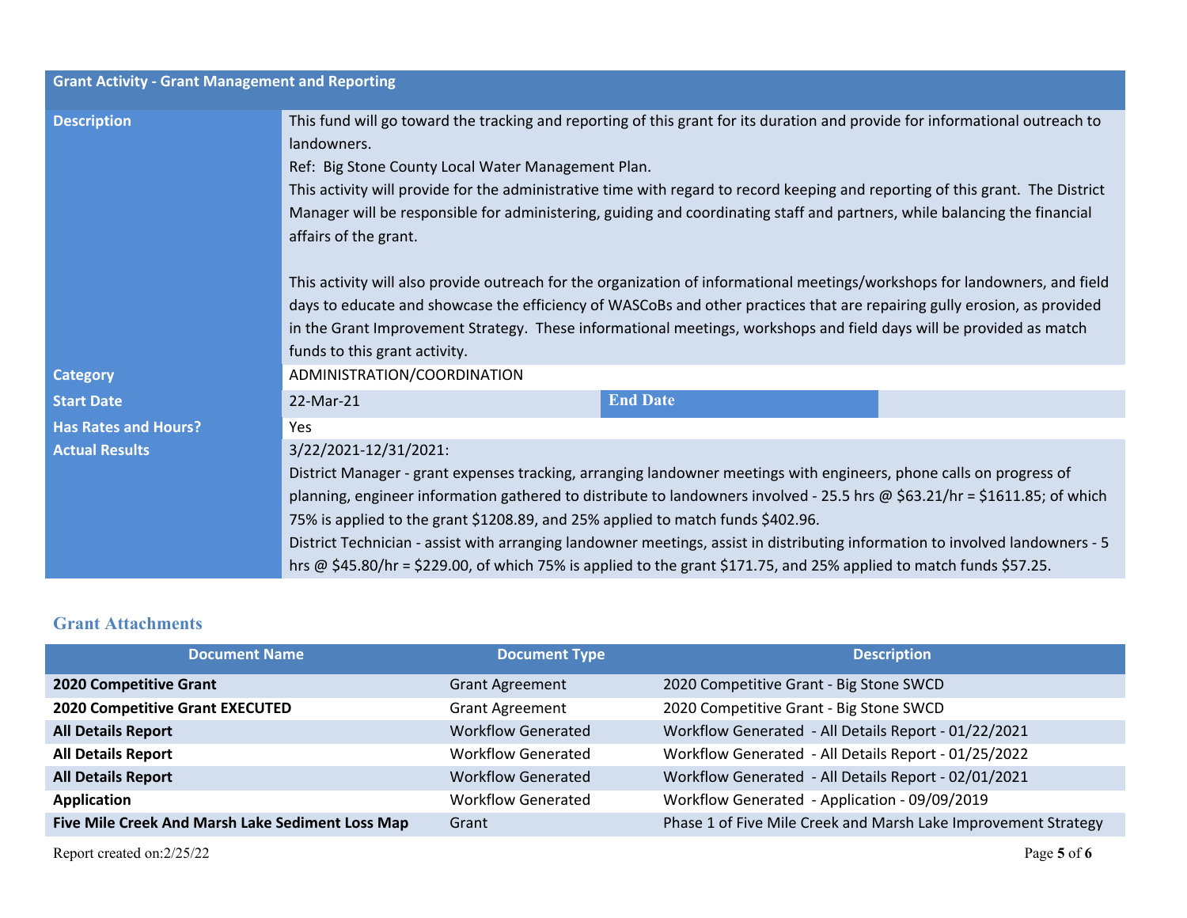## Grant Activity - Grant Management and Reporting

| | |
|---|---|
| **Description** | This fund will go toward the tracking and reporting of this grant for its duration and provide for informational outreach to landowners.<br>Ref: Big Stone County Local Water Management Plan.<br>This activity will provide for the administrative time with regard to record keeping and reporting of this grant. The District Manager will be responsible for administering, guiding and coordinating staff and partners, while balancing the financial affairs of the grant.<br><br>This activity will also provide outreach for the organization of informational meetings/workshops for landowners, and field days to educate and showcase the efficiency of WASCoBs and other practices that are repairing gully erosion, as provided in the Grant Improvement Strategy. These informational meetings, workshops and field days will be provided as match funds to this grant activity. |
| **Category** | ADMINISTRATION/COORDINATION |
| **Start Date** | 22-Mar-21 &nbsp;&nbsp;&nbsp; **End Date** |
| **Has Rates and Hours?** | Yes |
| **Actual Results** | 3/22/2021-12/31/2021:<br>District Manager - grant expenses tracking, arranging landowner meetings with engineers, phone calls on progress of planning, engineer information gathered to distribute to landowners involved - 25.5 hrs @ $63.21/hr = $1611.85; of which 75% is applied to the grant $1208.89, and 25% applied to match funds $402.96.<br>District Technician - assist with arranging landowner meetings, assist in distributing information to involved landowners - 5 hrs @ $45.80/hr = $229.00, of which 75% is applied to the grant $171.75, and 25% applied to match funds $57.25. |

## Grant Attachments

| Document Name | Document Type | Description |
|---|---|---|
| **2020 Competitive Grant** | Grant Agreement | 2020 Competitive Grant - Big Stone SWCD |
| **2020 Competitive Grant EXECUTED** | Grant Agreement | 2020 Competitive Grant - Big Stone SWCD |
| **All Details Report** | Workflow Generated | Workflow Generated - All Details Report - 01/22/2021 |
| **All Details Report** | Workflow Generated | Workflow Generated - All Details Report - 01/25/2022 |
| **All Details Report** | Workflow Generated | Workflow Generated - All Details Report - 02/01/2021 |
| **Application** | Workflow Generated | Workflow Generated - Application - 09/09/2019 |
| **Five Mile Creek And Marsh Lake Sediment Loss Map** | Grant | Phase 1 of Five Mile Creek and Marsh Lake Improvement Strategy |

Report created on:2/25/22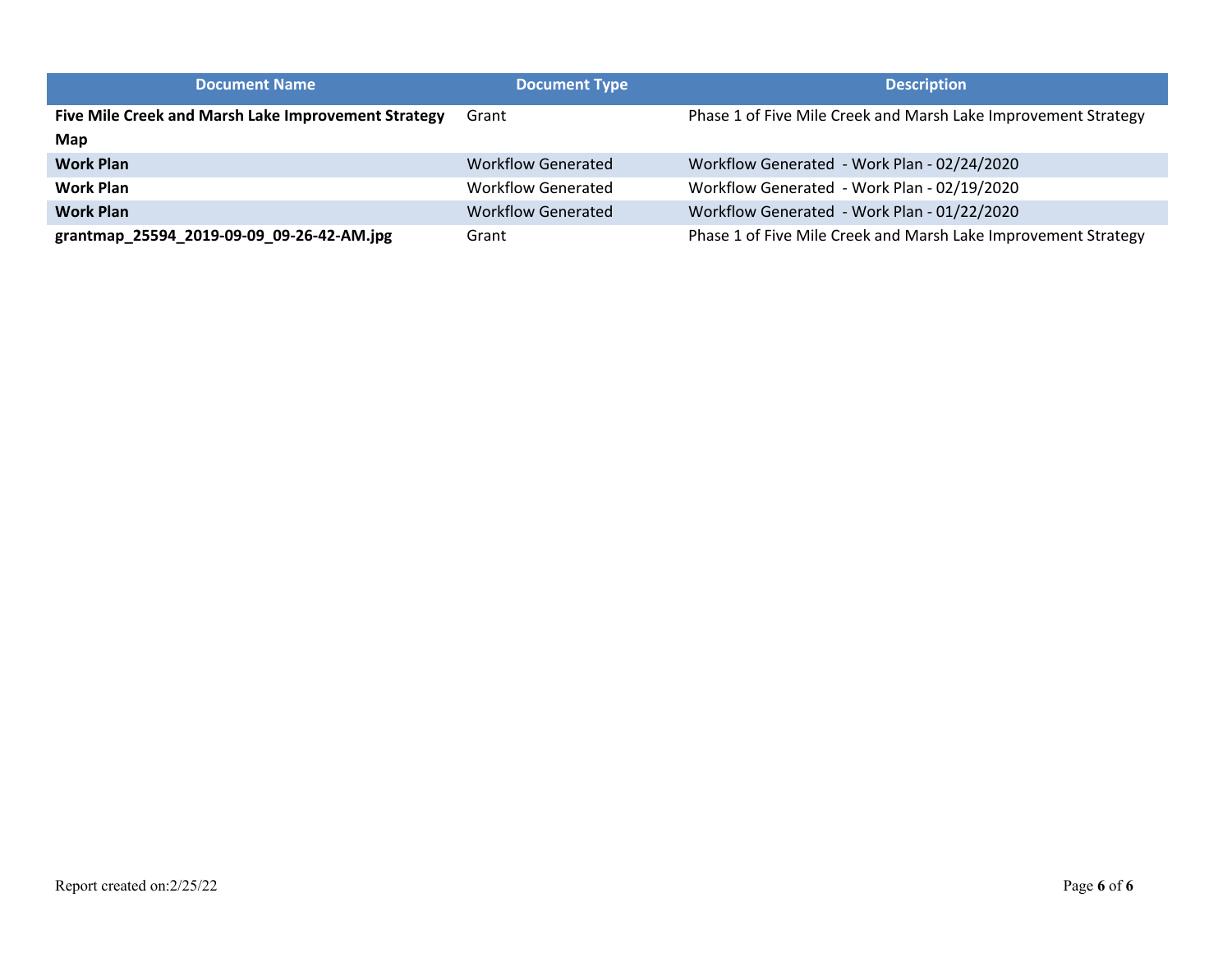| Document Name | Document Type | Description |
|---|---|---|
| **Five Mile Creek and Marsh Lake Improvement Strategy Map** | Grant | Phase 1 of Five Mile Creek and Marsh Lake Improvement Strategy |
| **Work Plan** | Workflow Generated | Workflow Generated - Work Plan - 02/24/2020 |
| **Work Plan** | Workflow Generated | Workflow Generated - Work Plan - 02/19/2020 |
| **Work Plan** | Workflow Generated | Workflow Generated - Work Plan - 01/22/2020 |
| **grantmap_25594_2019-09-09_09-26-42-AM.jpg** | Grant | Phase 1 of Five Mile Creek and Marsh Lake Improvement Strategy |

Report created on:2/25/22